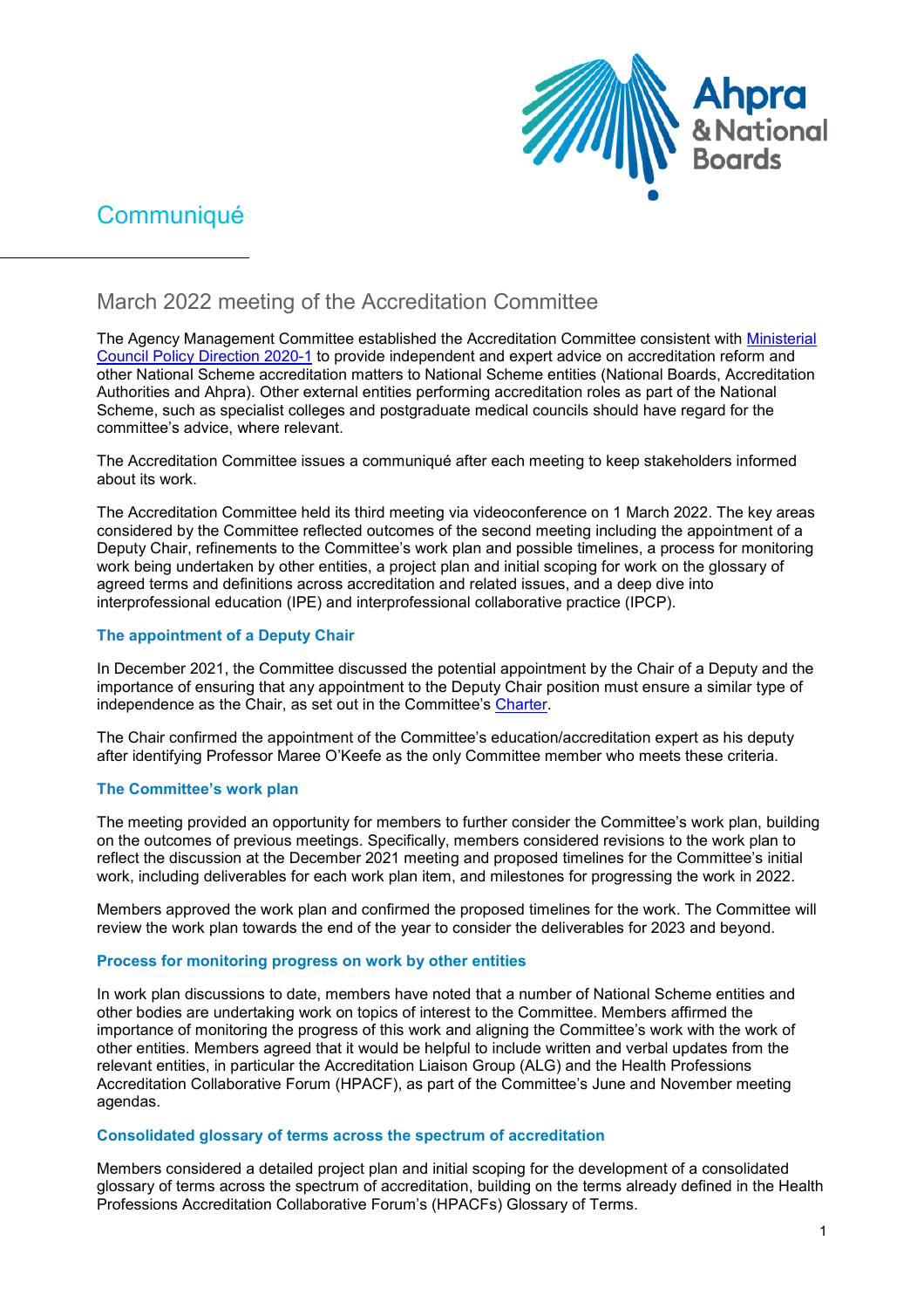# Communiqué

## March 2022 meeting of the Accreditation Committee

The Agency Management Committee established the Accreditation Committee consistent with [Ministerial Council Policy Direction 2020-1](#) to provide independent and expert advice on accreditation reform and other National Scheme accreditation matters to National Scheme entities (National Boards, Accreditation Authorities and Ahpra). Other external entities performing accreditation roles as part of the National Scheme, such as specialist colleges and postgraduate medical councils should have regard for the committee's advice, where relevant.

The Accreditation Committee issues a communiqué after each meeting to keep stakeholders informed about its work.

The Accreditation Committee held its third meeting via videoconference on 1 March 2022. The key areas considered by the Committee reflected outcomes of the second meeting including the appointment of a Deputy Chair, refinements to the Committee's work plan and possible timelines, a process for monitoring work being undertaken by other entities, a project plan and initial scoping for work on the glossary of agreed terms and definitions across accreditation and related issues, and a deep dive into interprofessional education (IPE) and interprofessional collaborative practice (IPCP).

### The appointment of a Deputy Chair

In December 2021, the Committee discussed the potential appointment by the Chair of a Deputy and the importance of ensuring that any appointment to the Deputy Chair position must ensure a similar type of independence as the Chair, as set out in the Committee's [Charter](#).

The Chair confirmed the appointment of the Committee's education/accreditation expert as his deputy after identifying Professor Maree O'Keefe as the only Committee member who meets these criteria.

### The Committee's work plan

The meeting provided an opportunity for members to further consider the Committee's work plan, building on the outcomes of previous meetings. Specifically, members considered revisions to the work plan to reflect the discussion at the December 2021 meeting and proposed timelines for the Committee's initial work, including deliverables for each work plan item, and milestones for progressing the work in 2022.

Members approved the work plan and confirmed the proposed timelines for the work. The Committee will review the work plan towards the end of the year to consider the deliverables for 2023 and beyond.

### Process for monitoring progress on work by other entities

In work plan discussions to date, members have noted that a number of National Scheme entities and other bodies are undertaking work on topics of interest to the Committee. Members affirmed the importance of monitoring the progress of this work and aligning the Committee's work with the work of other entities. Members agreed that it would be helpful to include written and verbal updates from the relevant entities, in particular the Accreditation Liaison Group (ALG) and the Health Professions Accreditation Collaborative Forum (HPACF), as part of the Committee's June and November meeting agendas.

### Consolidated glossary of terms across the spectrum of accreditation

Members considered a detailed project plan and initial scoping for the development of a consolidated glossary of terms across the spectrum of accreditation, building on the terms already defined in the Health Professions Accreditation Collaborative Forum's (HPACFs) Glossary of Terms.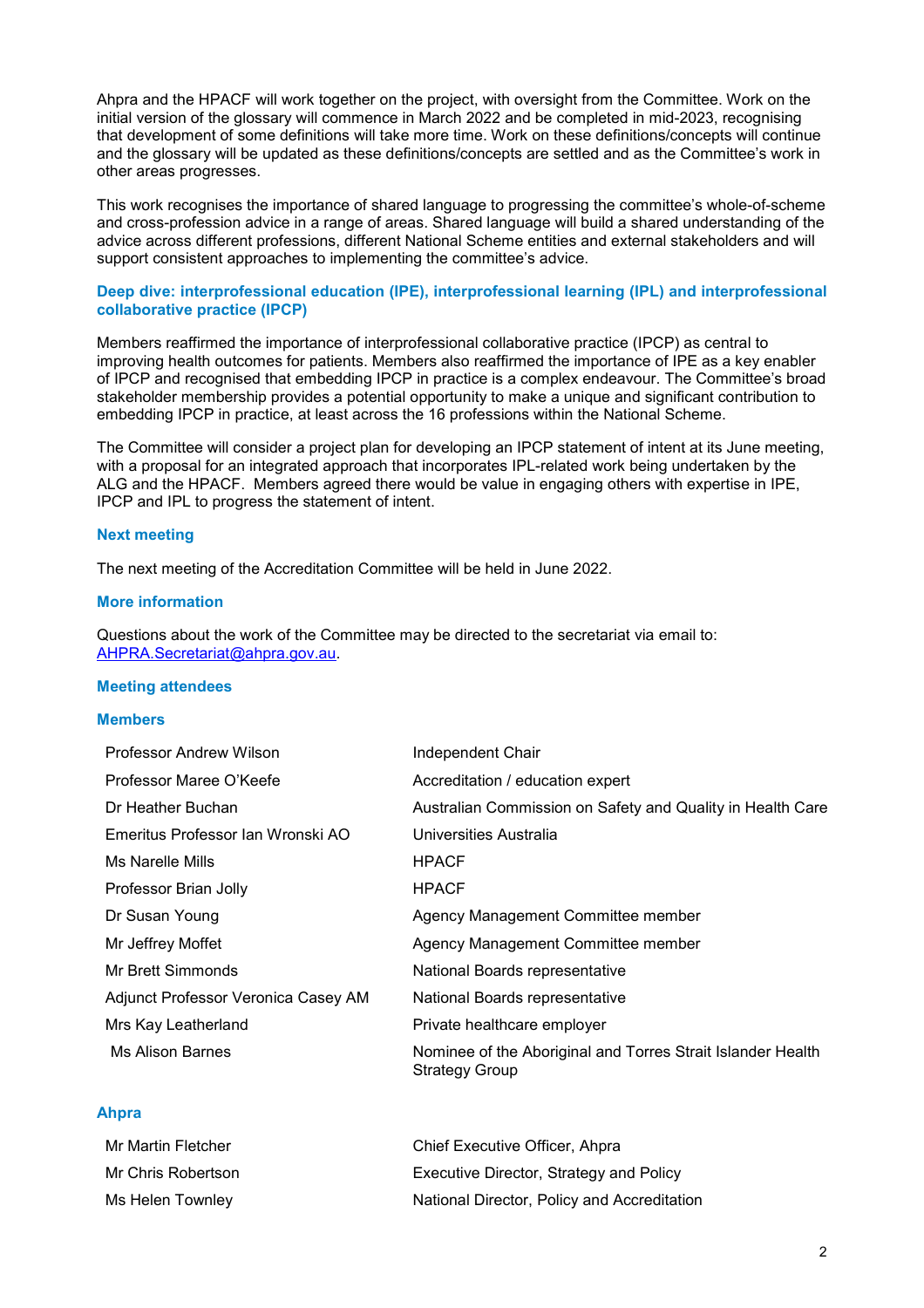Ahpra and the HPACF will work together on the project, with oversight from the Committee. Work on the initial version of the glossary will commence in March 2022 and be completed in mid-2023, recognising that development of some definitions will take more time. Work on these definitions/concepts will continue and the glossary will be updated as these definitions/concepts are settled and as the Committee's work in other areas progresses.

This work recognises the importance of shared language to progressing the committee's whole-of-scheme and cross-profession advice in a range of areas. Shared language will build a shared understanding of the advice across different professions, different National Scheme entities and external stakeholders and will support consistent approaches to implementing the committee's advice.

### Deep dive: interprofessional education (IPE), interprofessional learning (IPL) and interprofessional collaborative practice (IPCP)

Members reaffirmed the importance of interprofessional collaborative practice (IPCP) as central to improving health outcomes for patients. Members also reaffirmed the importance of IPE as a key enabler of IPCP and recognised that embedding IPCP in practice is a complex endeavour. The Committee's broad stakeholder membership provides a potential opportunity to make a unique and significant contribution to embedding IPCP in practice, at least across the 16 professions within the National Scheme.

The Committee will consider a project plan for developing an IPCP statement of intent at its June meeting, with a proposal for an integrated approach that incorporates IPL-related work being undertaken by the ALG and the HPACF. Members agreed there would be value in engaging others with expertise in IPE, IPCP and IPL to progress the statement of intent.

### Next meeting

The next meeting of the Accreditation Committee will be held in June 2022.

### More information

Questions about the work of the Committee may be directed to the secretariat via email to: [AHPRA.Secretariat@ahpra.gov.au](mailto:AHPRA.Secretariat@ahpra.gov.au).

### Meeting attendees

#### Members

| | |
|---|---|
| Professor Andrew Wilson | Independent Chair |
| Professor Maree O'Keefe | Accreditation / education expert |
| Dr Heather Buchan | Australian Commission on Safety and Quality in Health Care |
| Emeritus Professor Ian Wronski AO | Universities Australia |
| Ms Narelle Mills | HPACF |
| Professor Brian Jolly | HPACF |
| Dr Susan Young | Agency Management Committee member |
| Mr Jeffrey Moffet | Agency Management Committee member |
| Mr Brett Simmonds | National Boards representative |
| Adjunct Professor Veronica Casey AM | National Boards representative |
| Mrs Kay Leatherland | Private healthcare employer |
| Ms Alison Barnes | Nominee of the Aboriginal and Torres Strait Islander Health Strategy Group |

#### Ahpra

| | |
|---|---|
| Mr Martin Fletcher | Chief Executive Officer, Ahpra |
| Mr Chris Robertson | Executive Director, Strategy and Policy |
| Ms Helen Townley | National Director, Policy and Accreditation |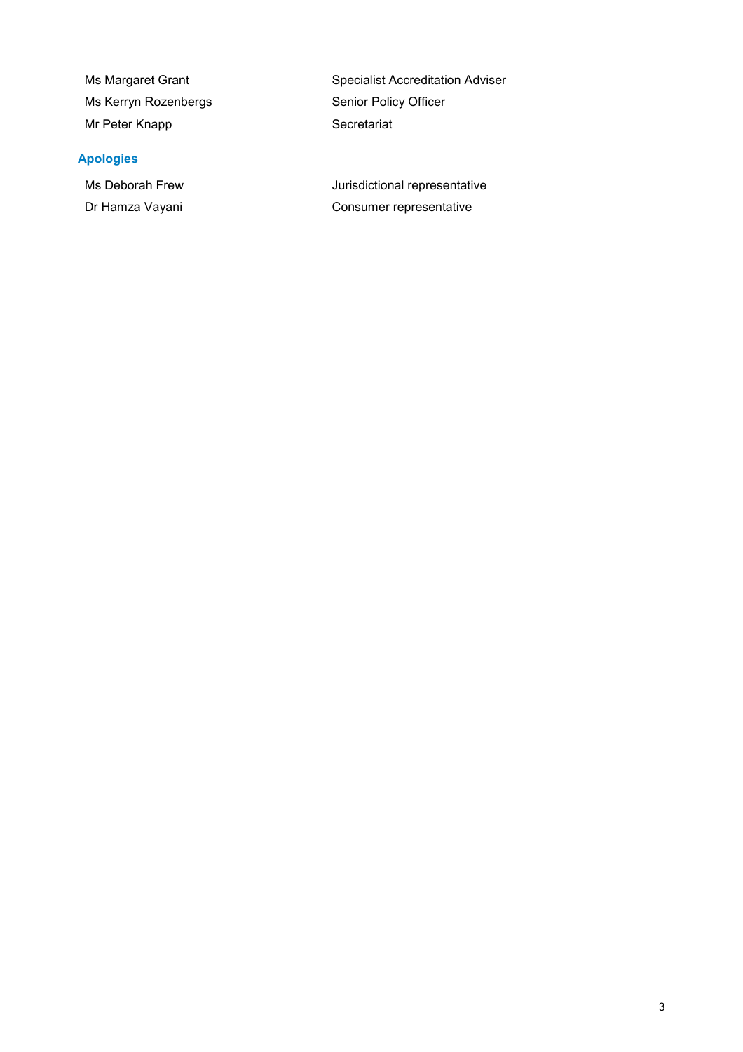| | |
|---|---|
| Ms Margaret Grant | Specialist Accreditation Adviser |
| Ms Kerryn Rozenbergs | Senior Policy Officer |
| Mr Peter Knapp | Secretariat |

## Apologies

| | |
|---|---|
| Ms Deborah Frew | Jurisdictional representative |
| Dr Hamza Vayani | Consumer representative |